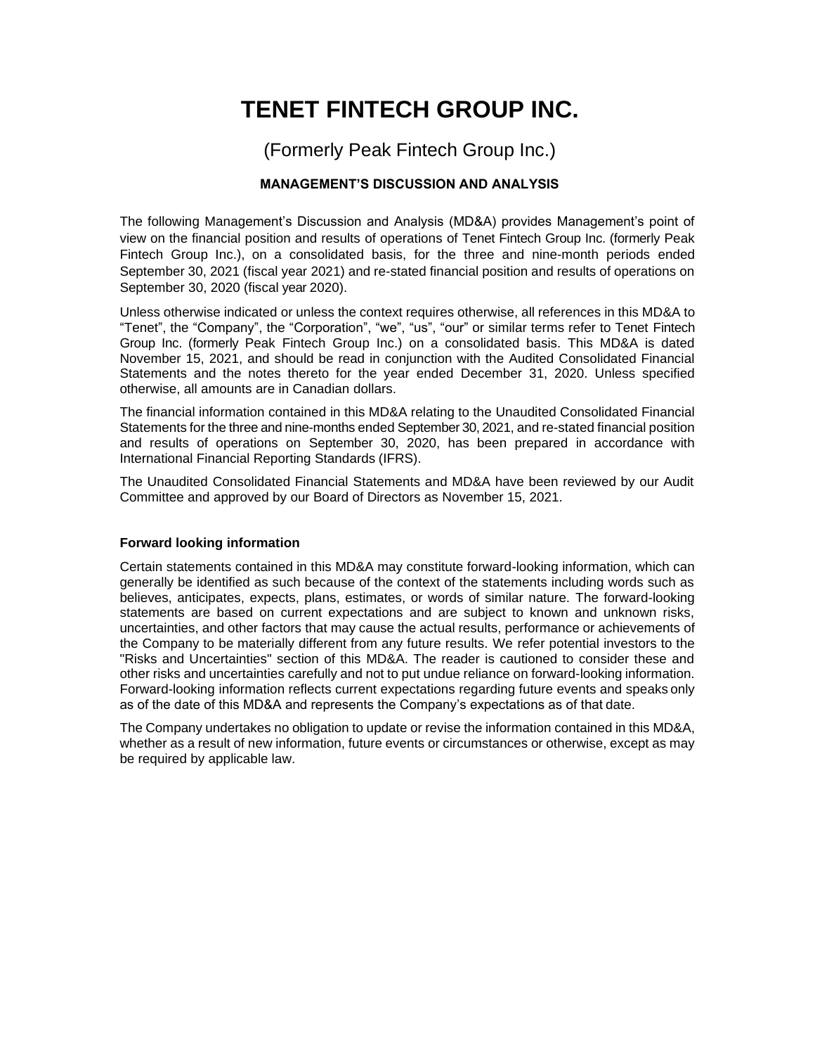# TENET FINTECH GROUP INC.

(Formerly Peak Fintech Group Inc.)

### MANAGEMENT'S DISCUSSION AND ANALYSIS

The following Management's Discussion and Analysis (MD&A) provides Management's point of view on the financial position and results of operations of Tenet Fintech Group Inc. (formerly Peak Fintech Group Inc.), on a consolidated basis, for the three and nine-month periods ended September 30, 2021 (fiscal year 2021) and re-stated financial position and results of operations on September 30, 2020 (fiscal year 2020).

Unless otherwise indicated or unless the context requires otherwise, all references in this MD&A to "Tenet", the "Company", the "Corporation", "we", "us", "our" or similar terms refer to Tenet Fintech Group Inc. (formerly Peak Fintech Group Inc.) on a consolidated basis. This MD&A is dated November 15, 2021, and should be read in conjunction with the Audited Consolidated Financial Statements and the notes thereto for the year ended December 31, 2020. Unless specified otherwise, all amounts are in Canadian dollars.

The financial information contained in this MD&A relating to the Unaudited Consolidated Financial Statements for the three and nine-months ended September 30, 2021, and re-stated financial position and results of operations on September 30, 2020, has been prepared in accordance with International Financial Reporting Standards (IFRS).

The Unaudited Consolidated Financial Statements and MD&A have been reviewed by our Audit Committee and approved by our Board of Directors as November 15, 2021.

#### Forward looking information

Certain statements contained in this MD&A may constitute forward-looking information, which can generally be identified as such because of the context of the statements including words such as believes, anticipates, expects, plans, estimates, or words of similar nature. The forward-looking statements are based on current expectations and are subject to known and unknown risks, uncertainties, and other factors that may cause the actual results, performance or achievements of the Company to be materially different from any future results. We refer potential investors to the "Risks and Uncertainties" section of this MD&A. The reader is cautioned to consider these and other risks and uncertainties carefully and not to put undue reliance on forward-looking information. Forward-looking information reflects current expectations regarding future events and speaks only as of the date of this MD&A and represents the Company's expectations as of that date.

The Company undertakes no obligation to update or revise the information contained in this MD&A, whether as a result of new information, future events or circumstances or otherwise, except as may be required by applicable law.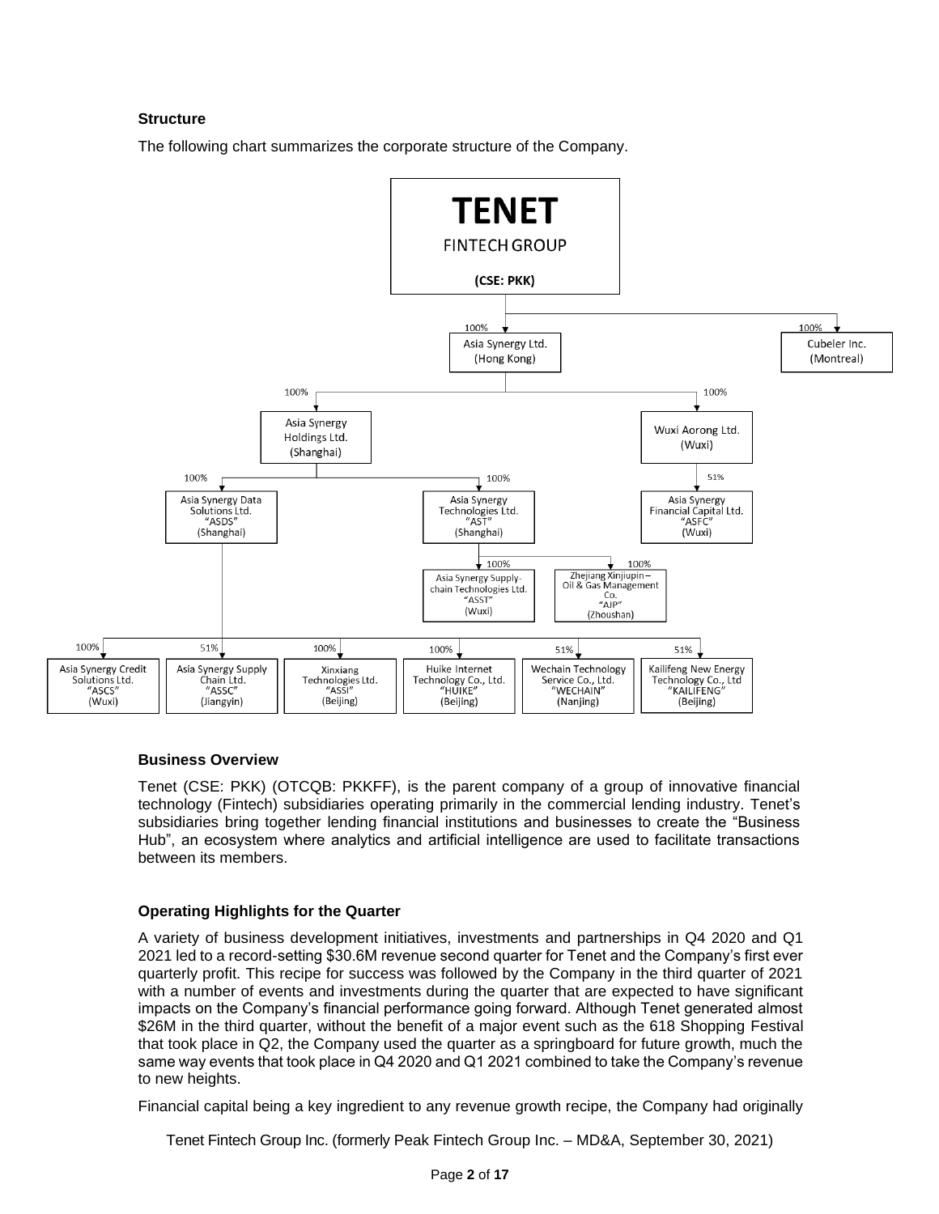### Structure

The following chart summarizes the corporate structure of the Company.

- **TENET FINTECH GROUP (CSE: PKK)**
  - 100% Asia Synergy Ltd. (Hong Kong)
    - 100% Asia Synergy Holdings Ltd. (Shanghai)
      - 100% Asia Synergy Data Solutions Ltd. "ASDS" (Shanghai)
        - 100% Asia Synergy Credit Solutions Ltd. "ASCS" (Wuxi)
        - 51% Asia Synergy Supply Chain Ltd. "ASSC" (Jiangyin)
        - 100% Xinxiang Technologies Ltd. "ASSI" (Beijing)
        - 100% Huike Internet Technology Co., Ltd. "HUIKE" (Beijing)
        - 51% Wechain Technology Service Co., Ltd. "WECHAIN" (Nanjing)
        - 51% Kailifeng New Energy Technology Co., Ltd "KAILIFENG" (Beijing)
      - 100% Asia Synergy Technologies Ltd. "AST" (Shanghai)
        - 100% Asia Synergy Supply-chain Technologies Ltd. "ASST" (Wuxi)
        - 100% Zhejiang Xinjiupin – Oil & Gas Management Co. "AJP" (Zhoushan)
    - 100% Wuxi Aorong Ltd. (Wuxi)
      - 51% Asia Synergy Financial Capital Ltd. "ASFC" (Wuxi)
  - 100% Cubeler Inc. (Montreal)

### Business Overview

Tenet (CSE: PKK) (OTCQB: PKKFF), is the parent company of a group of innovative financial technology (Fintech) subsidiaries operating primarily in the commercial lending industry. Tenet's subsidiaries bring together lending financial institutions and businesses to create the "Business Hub", an ecosystem where analytics and artificial intelligence are used to facilitate transactions between its members.

### Operating Highlights for the Quarter

A variety of business development initiatives, investments and partnerships in Q4 2020 and Q1 2021 led to a record-setting $30.6M revenue second quarter for Tenet and the Company's first ever quarterly profit. This recipe for success was followed by the Company in the third quarter of 2021 with a number of events and investments during the quarter that are expected to have significant impacts on the Company's financial performance going forward. Although Tenet generated almost $26M in the third quarter, without the benefit of a major event such as the 618 Shopping Festival that took place in Q2, the Company used the quarter as a springboard for future growth, much the same way events that took place in Q4 2020 and Q1 2021 combined to take the Company's revenue to new heights.

Financial capital being a key ingredient to any revenue growth recipe, the Company had originally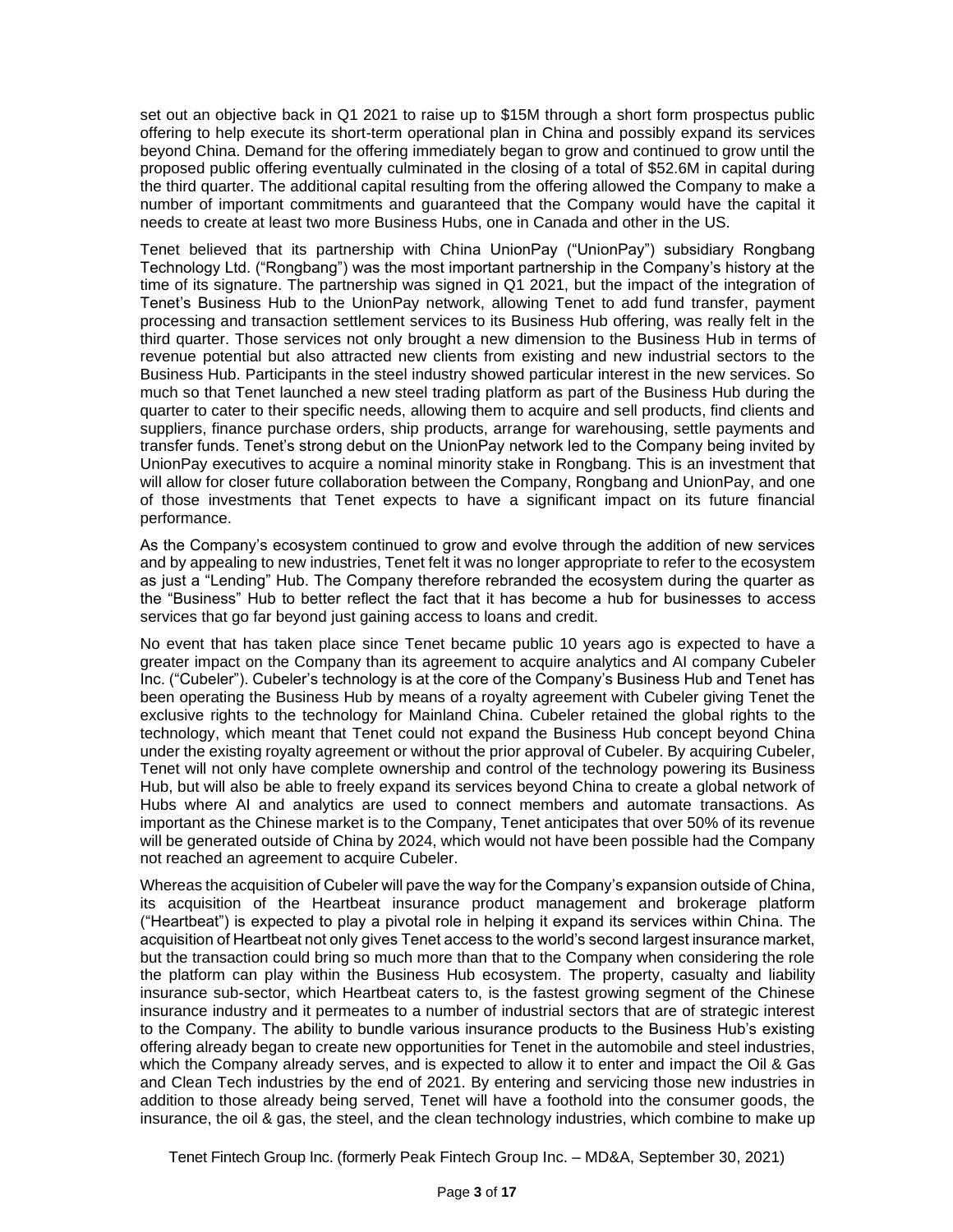set out an objective back in Q1 2021 to raise up to $15M through a short form prospectus public offering to help execute its short-term operational plan in China and possibly expand its services beyond China. Demand for the offering immediately began to grow and continued to grow until the proposed public offering eventually culminated in the closing of a total of $52.6M in capital during the third quarter. The additional capital resulting from the offering allowed the Company to make a number of important commitments and guaranteed that the Company would have the capital it needs to create at least two more Business Hubs, one in Canada and other in the US.

Tenet believed that its partnership with China UnionPay ("UnionPay") subsidiary Rongbang Technology Ltd. ("Rongbang") was the most important partnership in the Company's history at the time of its signature. The partnership was signed in Q1 2021, but the impact of the integration of Tenet's Business Hub to the UnionPay network, allowing Tenet to add fund transfer, payment processing and transaction settlement services to its Business Hub offering, was really felt in the third quarter. Those services not only brought a new dimension to the Business Hub in terms of revenue potential but also attracted new clients from existing and new industrial sectors to the Business Hub. Participants in the steel industry showed particular interest in the new services. So much so that Tenet launched a new steel trading platform as part of the Business Hub during the quarter to cater to their specific needs, allowing them to acquire and sell products, find clients and suppliers, finance purchase orders, ship products, arrange for warehousing, settle payments and transfer funds. Tenet's strong debut on the UnionPay network led to the Company being invited by UnionPay executives to acquire a nominal minority stake in Rongbang. This is an investment that will allow for closer future collaboration between the Company, Rongbang and UnionPay, and one of those investments that Tenet expects to have a significant impact on its future financial performance.

As the Company's ecosystem continued to grow and evolve through the addition of new services and by appealing to new industries, Tenet felt it was no longer appropriate to refer to the ecosystem as just a "Lending" Hub. The Company therefore rebranded the ecosystem during the quarter as the "Business" Hub to better reflect the fact that it has become a hub for businesses to access services that go far beyond just gaining access to loans and credit.

No event that has taken place since Tenet became public 10 years ago is expected to have a greater impact on the Company than its agreement to acquire analytics and AI company Cubeler Inc. ("Cubeler"). Cubeler's technology is at the core of the Company's Business Hub and Tenet has been operating the Business Hub by means of a royalty agreement with Cubeler giving Tenet the exclusive rights to the technology for Mainland China. Cubeler retained the global rights to the technology, which meant that Tenet could not expand the Business Hub concept beyond China under the existing royalty agreement or without the prior approval of Cubeler. By acquiring Cubeler, Tenet will not only have complete ownership and control of the technology powering its Business Hub, but will also be able to freely expand its services beyond China to create a global network of Hubs where AI and analytics are used to connect members and automate transactions. As important as the Chinese market is to the Company, Tenet anticipates that over 50% of its revenue will be generated outside of China by 2024, which would not have been possible had the Company not reached an agreement to acquire Cubeler.

Whereas the acquisition of Cubeler will pave the way for the Company's expansion outside of China, its acquisition of the Heartbeat insurance product management and brokerage platform ("Heartbeat") is expected to play a pivotal role in helping it expand its services within China. The acquisition of Heartbeat not only gives Tenet access to the world's second largest insurance market, but the transaction could bring so much more than that to the Company when considering the role the platform can play within the Business Hub ecosystem. The property, casualty and liability insurance sub-sector, which Heartbeat caters to, is the fastest growing segment of the Chinese insurance industry and it permeates to a number of industrial sectors that are of strategic interest to the Company. The ability to bundle various insurance products to the Business Hub's existing offering already began to create new opportunities for Tenet in the automobile and steel industries, which the Company already serves, and is expected to allow it to enter and impact the Oil & Gas and Clean Tech industries by the end of 2021. By entering and servicing those new industries in addition to those already being served, Tenet will have a foothold into the consumer goods, the insurance, the oil & gas, the steel, and the clean technology industries, which combine to make up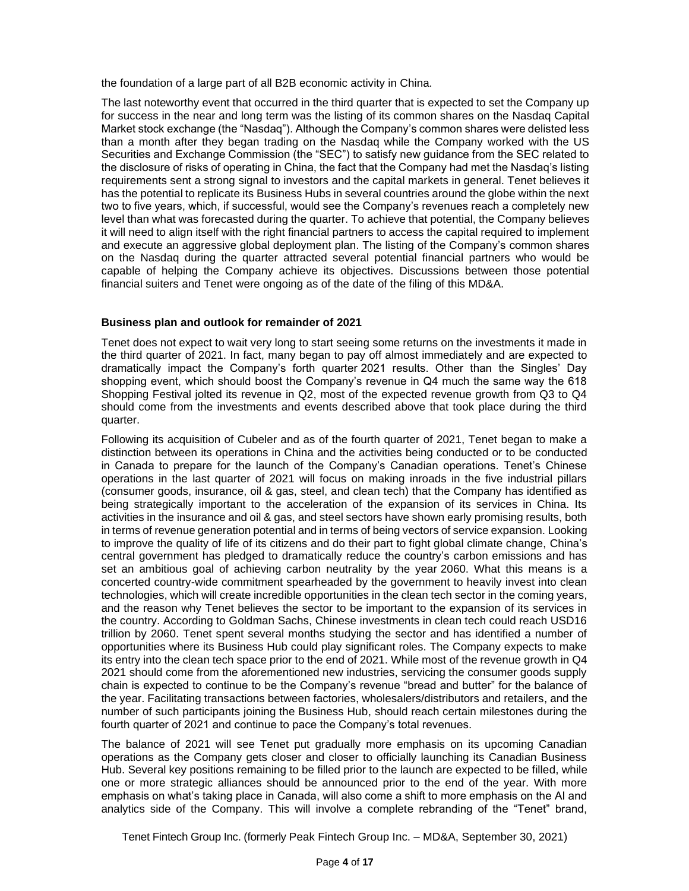the foundation of a large part of all B2B economic activity in China.

The last noteworthy event that occurred in the third quarter that is expected to set the Company up for success in the near and long term was the listing of its common shares on the Nasdaq Capital Market stock exchange (the "Nasdaq"). Although the Company's common shares were delisted less than a month after they began trading on the Nasdaq while the Company worked with the US Securities and Exchange Commission (the "SEC") to satisfy new guidance from the SEC related to the disclosure of risks of operating in China, the fact that the Company had met the Nasdaq's listing requirements sent a strong signal to investors and the capital markets in general. Tenet believes it has the potential to replicate its Business Hubs in several countries around the globe within the next two to five years, which, if successful, would see the Company's revenues reach a completely new level than what was forecasted during the quarter. To achieve that potential, the Company believes it will need to align itself with the right financial partners to access the capital required to implement and execute an aggressive global deployment plan. The listing of the Company's common shares on the Nasdaq during the quarter attracted several potential financial partners who would be capable of helping the Company achieve its objectives. Discussions between those potential financial suiters and Tenet were ongoing as of the date of the filing of this MD&A.

**Business plan and outlook for remainder of 2021**

Tenet does not expect to wait very long to start seeing some returns on the investments it made in the third quarter of 2021. In fact, many began to pay off almost immediately and are expected to dramatically impact the Company's forth quarter 2021 results. Other than the Singles' Day shopping event, which should boost the Company's revenue in Q4 much the same way the 618 Shopping Festival jolted its revenue in Q2, most of the expected revenue growth from Q3 to Q4 should come from the investments and events described above that took place during the third quarter.

Following its acquisition of Cubeler and as of the fourth quarter of 2021, Tenet began to make a distinction between its operations in China and the activities being conducted or to be conducted in Canada to prepare for the launch of the Company's Canadian operations. Tenet's Chinese operations in the last quarter of 2021 will focus on making inroads in the five industrial pillars (consumer goods, insurance, oil & gas, steel, and clean tech) that the Company has identified as being strategically important to the acceleration of the expansion of its services in China. Its activities in the insurance and oil & gas, and steel sectors have shown early promising results, both in terms of revenue generation potential and in terms of being vectors of service expansion. Looking to improve the quality of life of its citizens and do their part to fight global climate change, China's central government has pledged to dramatically reduce the country's carbon emissions and has set an ambitious goal of achieving carbon neutrality by the year 2060. What this means is a concerted country-wide commitment spearheaded by the government to heavily invest into clean technologies, which will create incredible opportunities in the clean tech sector in the coming years, and the reason why Tenet believes the sector to be important to the expansion of its services in the country. According to Goldman Sachs, Chinese investments in clean tech could reach USD16 trillion by 2060. Tenet spent several months studying the sector and has identified a number of opportunities where its Business Hub could play significant roles. The Company expects to make its entry into the clean tech space prior to the end of 2021. While most of the revenue growth in Q4 2021 should come from the aforementioned new industries, servicing the consumer goods supply chain is expected to continue to be the Company's revenue "bread and butter" for the balance of the year. Facilitating transactions between factories, wholesalers/distributors and retailers, and the number of such participants joining the Business Hub, should reach certain milestones during the fourth quarter of 2021 and continue to pace the Company's total revenues.

The balance of 2021 will see Tenet put gradually more emphasis on its upcoming Canadian operations as the Company gets closer and closer to officially launching its Canadian Business Hub. Several key positions remaining to be filled prior to the launch are expected to be filled, while one or more strategic alliances should be announced prior to the end of the year. With more emphasis on what's taking place in Canada, will also come a shift to more emphasis on the AI and analytics side of the Company. This will involve a complete rebranding of the "Tenet" brand,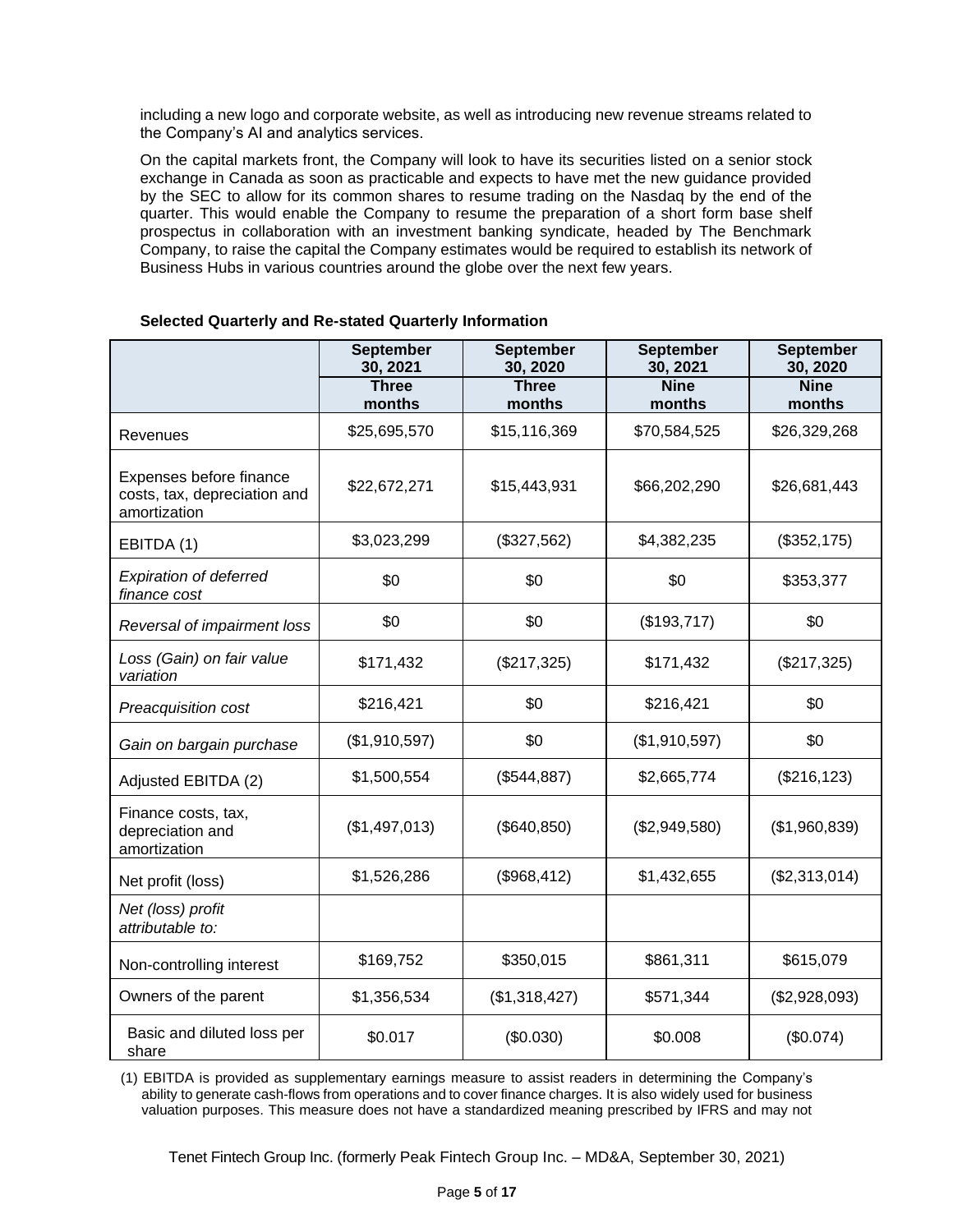including a new logo and corporate website, as well as introducing new revenue streams related to the Company's AI and analytics services.

On the capital markets front, the Company will look to have its securities listed on a senior stock exchange in Canada as soon as practicable and expects to have met the new guidance provided by the SEC to allow for its common shares to resume trading on the Nasdaq by the end of the quarter. This would enable the Company to resume the preparation of a short form base shelf prospectus in collaboration with an investment banking syndicate, headed by The Benchmark Company, to raise the capital the Company estimates would be required to establish its network of Business Hubs in various countries around the globe over the next few years.

**Selected Quarterly and Re-stated Quarterly Information**

| | **September 30, 2021** | **September 30, 2020** | **September 30, 2021** | **September 30, 2020** |
|---|---|---|---|---|
| | **Three months** | **Three months** | **Nine months** | **Nine months** |
| Revenues | $25,695,570 | $15,116,369 | $70,584,525 | $26,329,268 |
| Expenses before finance costs, tax, depreciation and amortization | $22,672,271 | $15,443,931 | $66,202,290 | $26,681,443 |
| EBITDA (1) | $3,023,299 | ($327,562) | $4,382,235 | ($352,175) |
| *Expiration of deferred finance cost* | $0 | $0 | $0 | $353,377 |
| *Reversal of impairment loss* | $0 | $0 | ($193,717) | $0 |
| *Loss (Gain) on fair value variation* | $171,432 | ($217,325) | $171,432 | ($217,325) |
| *Preacquisition cost* | $216,421 | $0 | $216,421 | $0 |
| *Gain on bargain purchase* | ($1,910,597) | $0 | ($1,910,597) | $0 |
| Adjusted EBITDA (2) | $1,500,554 | ($544,887) | $2,665,774 | ($216,123) |
| Finance costs, tax, depreciation and amortization | ($1,497,013) | ($640,850) | ($2,949,580) | ($1,960,839) |
| Net profit (loss) | $1,526,286 | ($968,412) | $1,432,655 | ($2,313,014) |
| *Net (loss) profit attributable to:* | | | | |
| Non-controlling interest | $169,752 | $350,015 | $861,311 | $615,079 |
| Owners of the parent | $1,356,534 | ($1,318,427) | $571,344 | ($2,928,093) |
| Basic and diluted loss per share | $0.017 | ($0.030) | $0.008 | ($0.074) |

(1) EBITDA is provided as supplementary earnings measure to assist readers in determining the Company's ability to generate cash-flows from operations and to cover finance charges. It is also widely used for business valuation purposes. This measure does not have a standardized meaning prescribed by IFRS and may not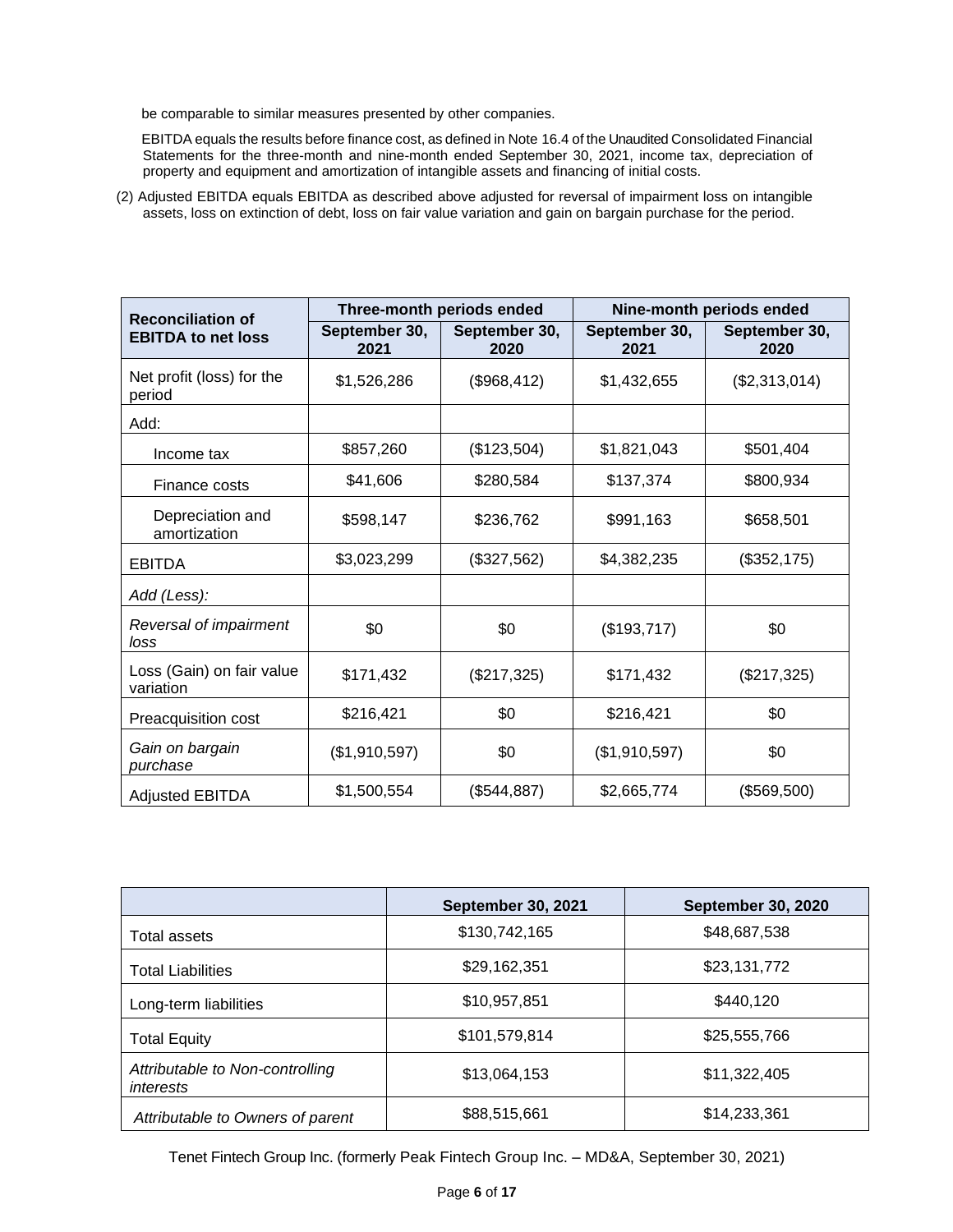be comparable to similar measures presented by other companies.

EBITDA equals the results before finance cost, as defined in Note 16.4 of the Unaudited Consolidated Financial Statements for the three-month and nine-month ended September 30, 2021, income tax, depreciation of property and equipment and amortization of intangible assets and financing of initial costs.

(2) Adjusted EBITDA equals EBITDA as described above adjusted for reversal of impairment loss on intangible assets, loss on extinction of debt, loss on fair value variation and gain on bargain purchase for the period.

| **Reconciliation of EBITDA to net loss** | **Three-month periods ended** | | **Nine-month periods ended** | |
|---|---|---|---|---|
| | **September 30, 2021** | **September 30, 2020** | **September 30, 2021** | **September 30, 2020** |
| Net profit (loss) for the period | $1,526,286 | ($968,412) | $1,432,655 | ($2,313,014) |
| Add: | | | | |
| Income tax | $857,260 | ($123,504) | $1,821,043 | $501,404 |
| Finance costs | $41,606 | $280,584 | $137,374 | $800,934 |
| Depreciation and amortization | $598,147 | $236,762 | $991,163 | $658,501 |
| EBITDA | $3,023,299 | ($327,562) | $4,382,235 | ($352,175) |
| *Add (Less):* | | | | |
| *Reversal of impairment loss* | $0 | $0 | ($193,717) | $0 |
| Loss (Gain) on fair value variation | $171,432 | ($217,325) | $171,432 | ($217,325) |
| Preacquisition cost | $216,421 | $0 | $216,421 | $0 |
| *Gain on bargain purchase* | ($1,910,597) | $0 | ($1,910,597) | $0 |
| Adjusted EBITDA | $1,500,554 | ($544,887) | $2,665,774 | ($569,500) |

| | **September 30, 2021** | **September 30, 2020** |
|---|---|---|
| Total assets | $130,742,165 | $48,687,538 |
| Total Liabilities | $29,162,351 | $23,131,772 |
| Long-term liabilities | $10,957,851 | $440,120 |
| Total Equity | $101,579,814 | $25,555,766 |
| *Attributable to Non-controlling interests* | $13,064,153 | $11,322,405 |
| *Attributable to Owners of parent* | $88,515,661 | $14,233,361 |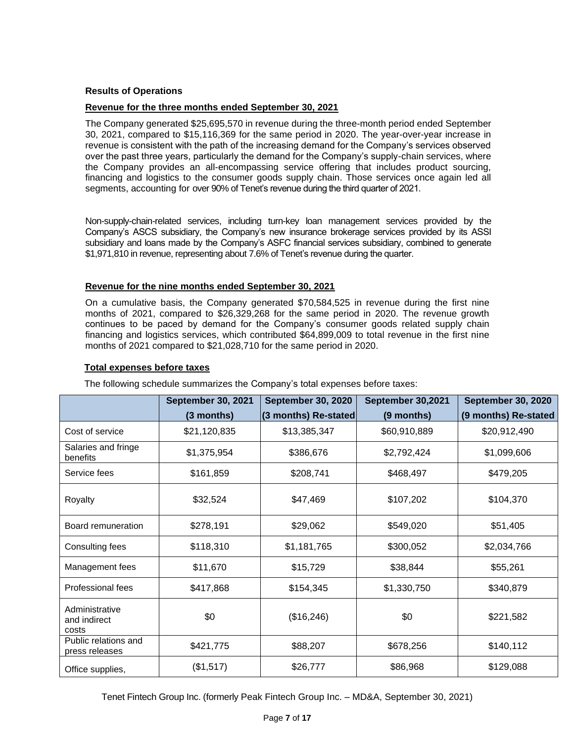### Results of Operations

#### Revenue for the three months ended September 30, 2021

The Company generated $25,695,570 in revenue during the three-month period ended September 30, 2021, compared to $15,116,369 for the same period in 2020. The year-over-year increase in revenue is consistent with the path of the increasing demand for the Company's services observed over the past three years, particularly the demand for the Company's supply-chain services, where the Company provides an all-encompassing service offering that includes product sourcing, financing and logistics to the consumer goods supply chain. Those services once again led all segments, accounting for over 90% of Tenet's revenue during the third quarter of 2021.

Non-supply-chain-related services, including turn-key loan management services provided by the Company's ASCS subsidiary, the Company's new insurance brokerage services provided by its ASSI subsidiary and loans made by the Company's ASFC financial services subsidiary, combined to generate $1,971,810 in revenue, representing about 7.6% of Tenet's revenue during the quarter.

#### Revenue for the nine months ended September 30, 2021

On a cumulative basis, the Company generated $70,584,525 in revenue during the first nine months of 2021, compared to $26,329,268 for the same period in 2020. The revenue growth continues to be paced by demand for the Company's consumer goods related supply chain financing and logistics services, which contributed $64,899,009 to total revenue in the first nine months of 2021 compared to $21,028,710 for the same period in 2020.

#### Total expenses before taxes

The following schedule summarizes the Company's total expenses before taxes:

| | September 30, 2021 (3 months) | September 30, 2020 (3 months) Re-stated | September 30,2021 (9 months) | September 30, 2020 (9 months) Re-stated |
|---|---|---|---|---|
| Cost of service | $21,120,835 | $13,385,347 | $60,910,889 | $20,912,490 |
| Salaries and fringe benefits | $1,375,954 | $386,676 | $2,792,424 | $1,099,606 |
| Service fees | $161,859 | $208,741 | $468,497 | $479,205 |
| Royalty | $32,524 | $47,469 | $107,202 | $104,370 |
| Board remuneration | $278,191 | $29,062 | $549,020 | $51,405 |
| Consulting fees | $118,310 | $1,181,765 | $300,052 | $2,034,766 |
| Management fees | $11,670 | $15,729 | $38,844 | $55,261 |
| Professional fees | $417,868 | $154,345 | $1,330,750 | $340,879 |
| Administrative and indirect costs | $0 | ($16,246) | $0 | $221,582 |
| Public relations and press releases | $421,775 | $88,207 | $678,256 | $140,112 |
| Office supplies, | ($1,517) | $26,777 | $86,968 | $129,088 |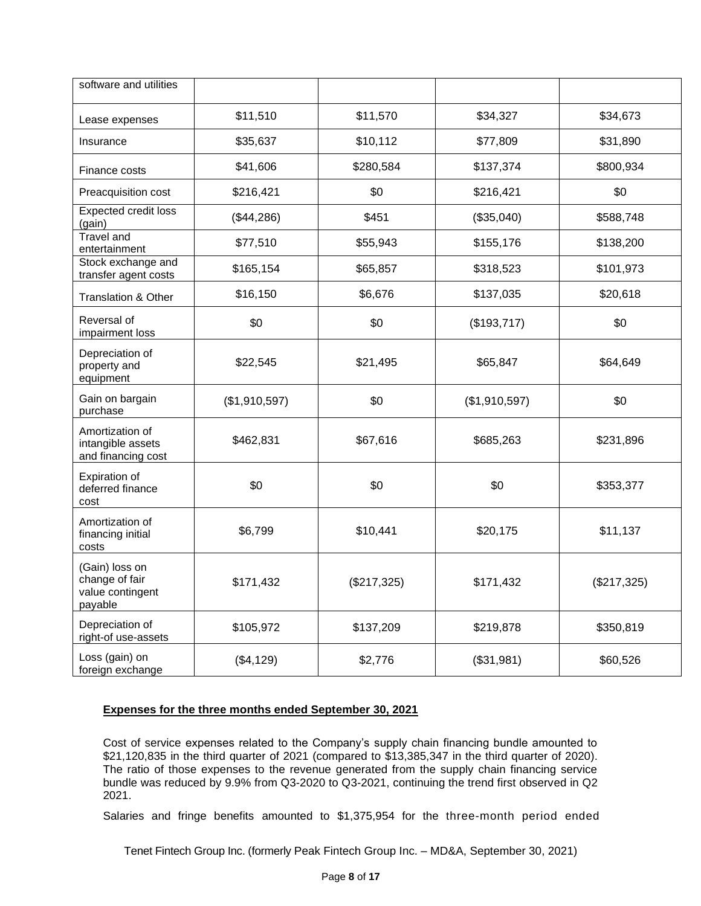| software and utilities | | | | |
|---|---|---|---|---|
| Lease expenses | $11,510 | $11,570 | $34,327 | $34,673 |
| Insurance | $35,637 | $10,112 | $77,809 | $31,890 |
| Finance costs | $41,606 | $280,584 | $137,374 | $800,934 |
| Preacquisition cost | $216,421 | $0 | $216,421 | $0 |
| Expected credit loss (gain) | ($44,286) | $451 | ($35,040) | $588,748 |
| Travel and entertainment | $77,510 | $55,943 | $155,176 | $138,200 |
| Stock exchange and transfer agent costs | $165,154 | $65,857 | $318,523 | $101,973 |
| Translation & Other | $16,150 | $6,676 | $137,035 | $20,618 |
| Reversal of impairment loss | $0 | $0 | ($193,717) | $0 |
| Depreciation of property and equipment | $22,545 | $21,495 | $65,847 | $64,649 |
| Gain on bargain purchase | ($1,910,597) | $0 | ($1,910,597) | $0 |
| Amortization of intangible assets and financing cost | $462,831 | $67,616 | $685,263 | $231,896 |
| Expiration of deferred finance cost | $0 | $0 | $0 | $353,377 |
| Amortization of financing initial costs | $6,799 | $10,441 | $20,175 | $11,137 |
| (Gain) loss on change of fair value contingent payable | $171,432 | ($217,325) | $171,432 | ($217,325) |
| Depreciation of right-of use-assets | $105,972 | $137,209 | $219,878 | $350,819 |
| Loss (gain) on foreign exchange | ($4,129) | $2,776 | ($31,981) | $60,526 |

**Expenses for the three months ended September 30, 2021**

Cost of service expenses related to the Company's supply chain financing bundle amounted to $21,120,835 in the third quarter of 2021 (compared to $13,385,347 in the third quarter of 2020). The ratio of those expenses to the revenue generated from the supply chain financing service bundle was reduced by 9.9% from Q3-2020 to Q3-2021, continuing the trend first observed in Q2 2021.

Salaries and fringe benefits amounted to $1,375,954 for the three-month period ended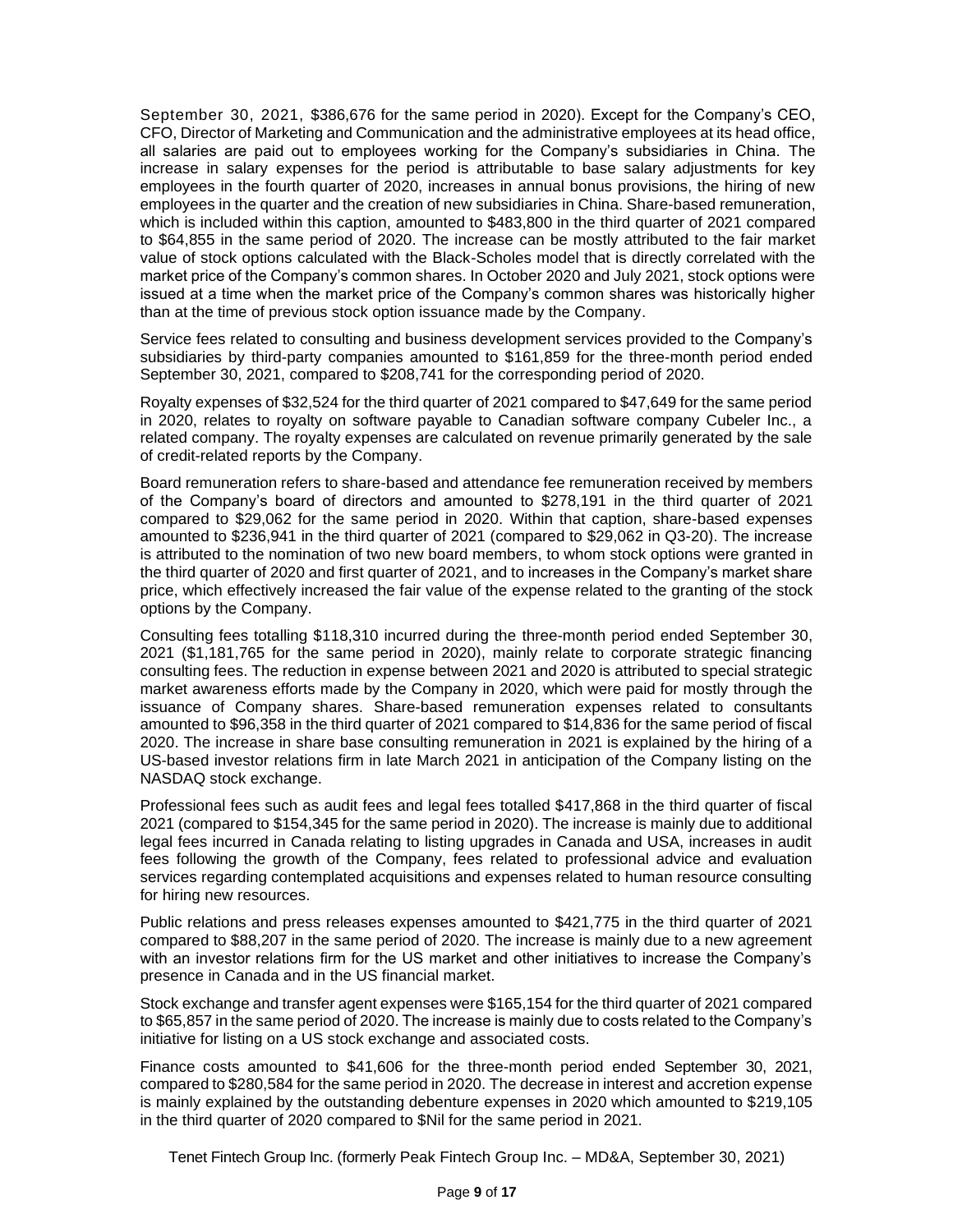September 30, 2021, $386,676 for the same period in 2020). Except for the Company's CEO, CFO, Director of Marketing and Communication and the administrative employees at its head office, all salaries are paid out to employees working for the Company's subsidiaries in China. The increase in salary expenses for the period is attributable to base salary adjustments for key employees in the fourth quarter of 2020, increases in annual bonus provisions, the hiring of new employees in the quarter and the creation of new subsidiaries in China. Share-based remuneration, which is included within this caption, amounted to $483,800 in the third quarter of 2021 compared to $64,855 in the same period of 2020. The increase can be mostly attributed to the fair market value of stock options calculated with the Black-Scholes model that is directly correlated with the market price of the Company's common shares. In October 2020 and July 2021, stock options were issued at a time when the market price of the Company's common shares was historically higher than at the time of previous stock option issuance made by the Company.

Service fees related to consulting and business development services provided to the Company's subsidiaries by third-party companies amounted to $161,859 for the three-month period ended September 30, 2021, compared to $208,741 for the corresponding period of 2020.

Royalty expenses of $32,524 for the third quarter of 2021 compared to $47,649 for the same period in 2020, relates to royalty on software payable to Canadian software company Cubeler Inc., a related company. The royalty expenses are calculated on revenue primarily generated by the sale of credit-related reports by the Company.

Board remuneration refers to share-based and attendance fee remuneration received by members of the Company's board of directors and amounted to $278,191 in the third quarter of 2021 compared to $29,062 for the same period in 2020. Within that caption, share-based expenses amounted to $236,941 in the third quarter of 2021 (compared to $29,062 in Q3-20). The increase is attributed to the nomination of two new board members, to whom stock options were granted in the third quarter of 2020 and first quarter of 2021, and to increases in the Company's market share price, which effectively increased the fair value of the expense related to the granting of the stock options by the Company.

Consulting fees totalling $118,310 incurred during the three-month period ended September 30, 2021 ($1,181,765 for the same period in 2020), mainly relate to corporate strategic financing consulting fees. The reduction in expense between 2021 and 2020 is attributed to special strategic market awareness efforts made by the Company in 2020, which were paid for mostly through the issuance of Company shares. Share-based remuneration expenses related to consultants amounted to $96,358 in the third quarter of 2021 compared to $14,836 for the same period of fiscal 2020. The increase in share base consulting remuneration in 2021 is explained by the hiring of a US-based investor relations firm in late March 2021 in anticipation of the Company listing on the NASDAQ stock exchange.

Professional fees such as audit fees and legal fees totalled $417,868 in the third quarter of fiscal 2021 (compared to $154,345 for the same period in 2020). The increase is mainly due to additional legal fees incurred in Canada relating to listing upgrades in Canada and USA, increases in audit fees following the growth of the Company, fees related to professional advice and evaluation services regarding contemplated acquisitions and expenses related to human resource consulting for hiring new resources.

Public relations and press releases expenses amounted to $421,775 in the third quarter of 2021 compared to $88,207 in the same period of 2020. The increase is mainly due to a new agreement with an investor relations firm for the US market and other initiatives to increase the Company's presence in Canada and in the US financial market.

Stock exchange and transfer agent expenses were $165,154 for the third quarter of 2021 compared to $65,857 in the same period of 2020. The increase is mainly due to costs related to the Company's initiative for listing on a US stock exchange and associated costs.

Finance costs amounted to $41,606 for the three-month period ended September 30, 2021, compared to $280,584 for the same period in 2020. The decrease in interest and accretion expense is mainly explained by the outstanding debenture expenses in 2020 which amounted to $219,105 in the third quarter of 2020 compared to $Nil for the same period in 2021.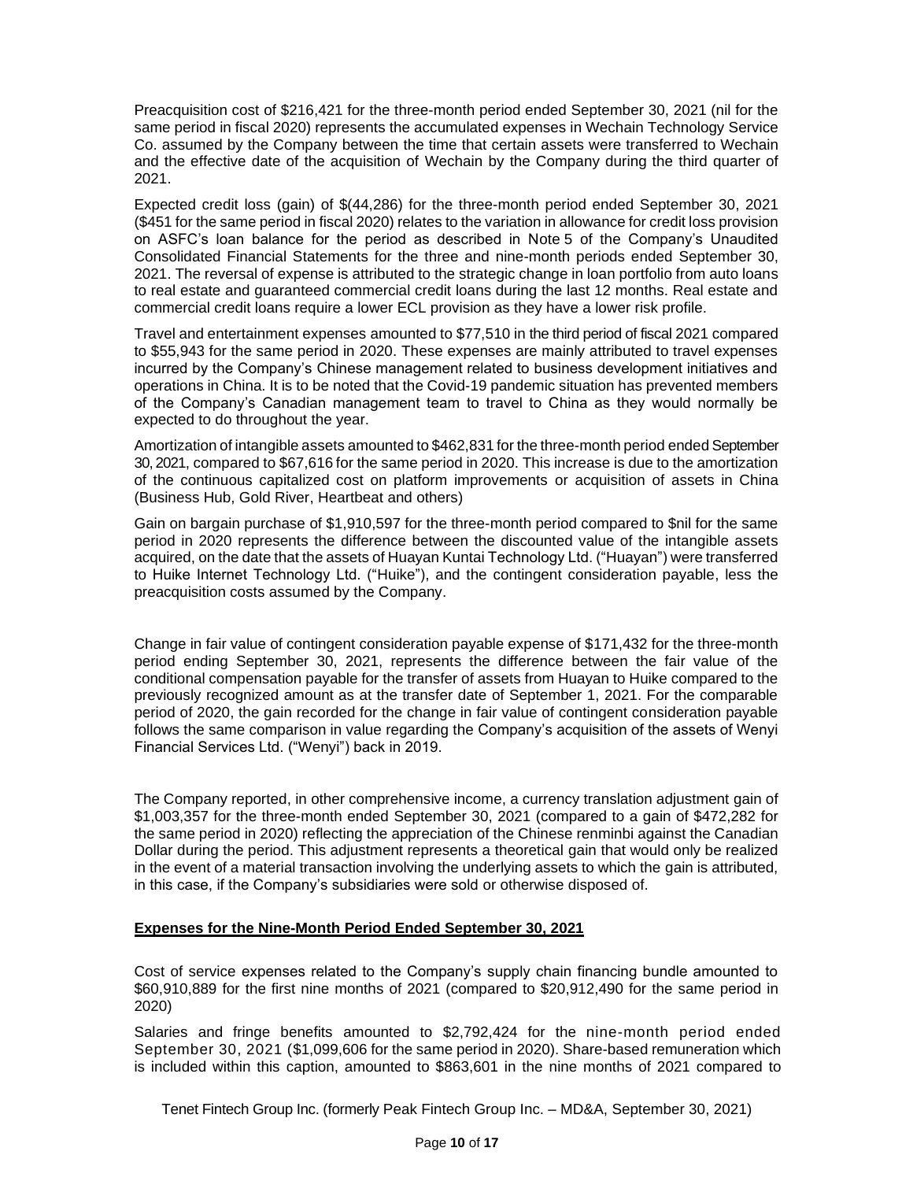Preacquisition cost of $216,421 for the three-month period ended September 30, 2021 (nil for the same period in fiscal 2020) represents the accumulated expenses in Wechain Technology Service Co. assumed by the Company between the time that certain assets were transferred to Wechain and the effective date of the acquisition of Wechain by the Company during the third quarter of 2021.

Expected credit loss (gain) of $(44,286) for the three-month period ended September 30, 2021 ($451 for the same period in fiscal 2020) relates to the variation in allowance for credit loss provision on ASFC's loan balance for the period as described in Note 5 of the Company's Unaudited Consolidated Financial Statements for the three and nine-month periods ended September 30, 2021. The reversal of expense is attributed to the strategic change in loan portfolio from auto loans to real estate and guaranteed commercial credit loans during the last 12 months. Real estate and commercial credit loans require a lower ECL provision as they have a lower risk profile.

Travel and entertainment expenses amounted to $77,510 in the third period of fiscal 2021 compared to $55,943 for the same period in 2020. These expenses are mainly attributed to travel expenses incurred by the Company's Chinese management related to business development initiatives and operations in China. It is to be noted that the Covid-19 pandemic situation has prevented members of the Company's Canadian management team to travel to China as they would normally be expected to do throughout the year.

Amortization of intangible assets amounted to $462,831 for the three-month period ended September 30, 2021, compared to $67,616 for the same period in 2020. This increase is due to the amortization of the continuous capitalized cost on platform improvements or acquisition of assets in China (Business Hub, Gold River, Heartbeat and others)

Gain on bargain purchase of $1,910,597 for the three-month period compared to $nil for the same period in 2020 represents the difference between the discounted value of the intangible assets acquired, on the date that the assets of Huayan Kuntai Technology Ltd. ("Huayan") were transferred to Huike Internet Technology Ltd. ("Huike"), and the contingent consideration payable, less the preacquisition costs assumed by the Company.

Change in fair value of contingent consideration payable expense of $171,432 for the three-month period ending September 30, 2021, represents the difference between the fair value of the conditional compensation payable for the transfer of assets from Huayan to Huike compared to the previously recognized amount as at the transfer date of September 1, 2021. For the comparable period of 2020, the gain recorded for the change in fair value of contingent consideration payable follows the same comparison in value regarding the Company's acquisition of the assets of Wenyi Financial Services Ltd. ("Wenyi") back in 2019.

The Company reported, in other comprehensive income, a currency translation adjustment gain of $1,003,357 for the three-month ended September 30, 2021 (compared to a gain of $472,282 for the same period in 2020) reflecting the appreciation of the Chinese renminbi against the Canadian Dollar during the period. This adjustment represents a theoretical gain that would only be realized in the event of a material transaction involving the underlying assets to which the gain is attributed, in this case, if the Company's subsidiaries were sold or otherwise disposed of.

**Expenses for the Nine-Month Period Ended September 30, 2021**

Cost of service expenses related to the Company's supply chain financing bundle amounted to $60,910,889 for the first nine months of 2021 (compared to $20,912,490 for the same period in 2020)

Salaries and fringe benefits amounted to $2,792,424 for the nine-month period ended September 30, 2021 ($1,099,606 for the same period in 2020). Share-based remuneration which is included within this caption, amounted to $863,601 in the nine months of 2021 compared to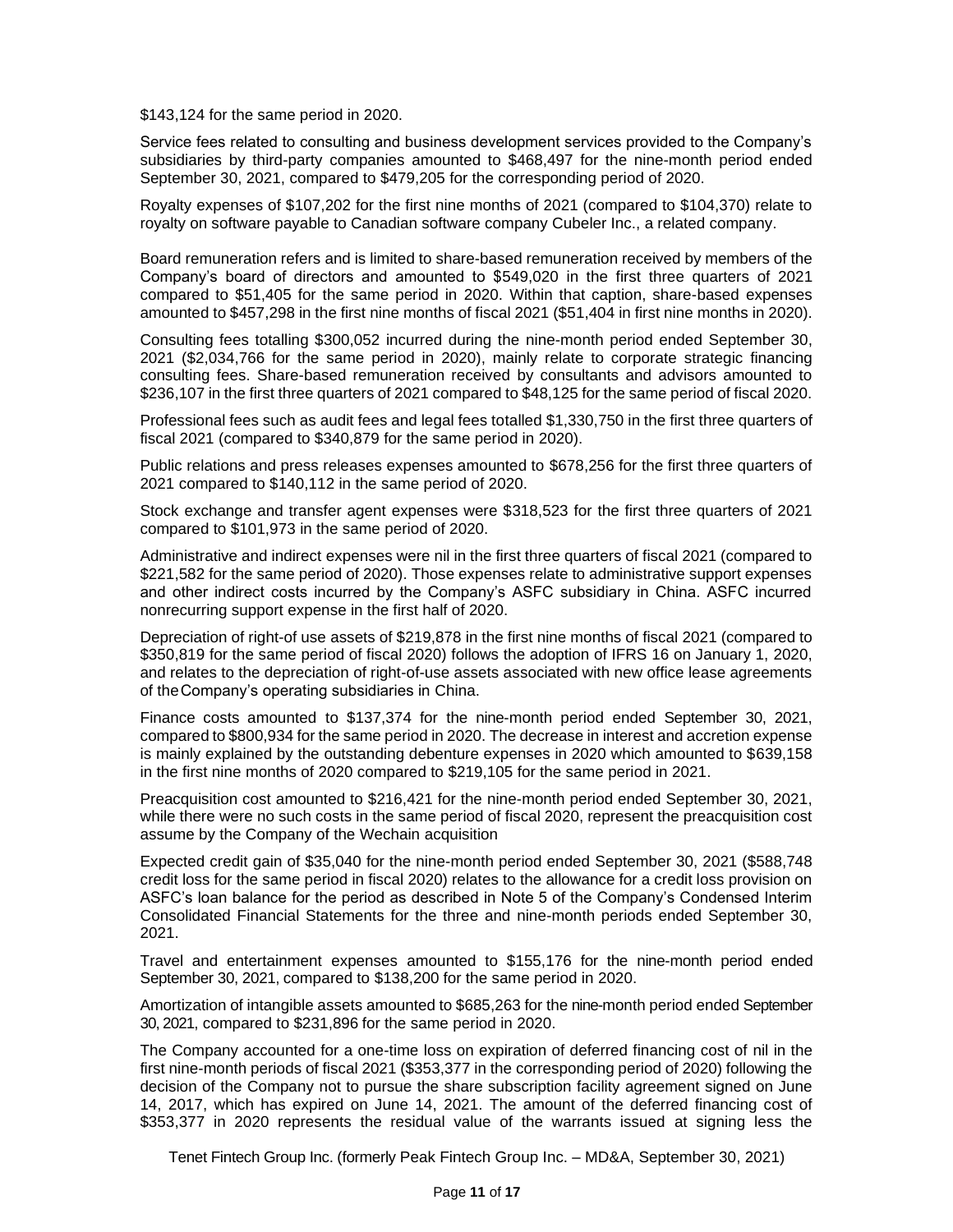$143,124 for the same period in 2020.

Service fees related to consulting and business development services provided to the Company's subsidiaries by third-party companies amounted to $468,497 for the nine-month period ended September 30, 2021, compared to $479,205 for the corresponding period of 2020.

Royalty expenses of $107,202 for the first nine months of 2021 (compared to $104,370) relate to royalty on software payable to Canadian software company Cubeler Inc., a related company.

Board remuneration refers and is limited to share-based remuneration received by members of the Company's board of directors and amounted to $549,020 in the first three quarters of 2021 compared to $51,405 for the same period in 2020. Within that caption, share-based expenses amounted to $457,298 in the first nine months of fiscal 2021 ($51,404 in first nine months in 2020).

Consulting fees totalling $300,052 incurred during the nine-month period ended September 30, 2021 ($2,034,766 for the same period in 2020), mainly relate to corporate strategic financing consulting fees. Share-based remuneration received by consultants and advisors amounted to $236,107 in the first three quarters of 2021 compared to $48,125 for the same period of fiscal 2020.

Professional fees such as audit fees and legal fees totalled $1,330,750 in the first three quarters of fiscal 2021 (compared to $340,879 for the same period in 2020).

Public relations and press releases expenses amounted to $678,256 for the first three quarters of 2021 compared to $140,112 in the same period of 2020.

Stock exchange and transfer agent expenses were $318,523 for the first three quarters of 2021 compared to $101,973 in the same period of 2020.

Administrative and indirect expenses were nil in the first three quarters of fiscal 2021 (compared to $221,582 for the same period of 2020). Those expenses relate to administrative support expenses and other indirect costs incurred by the Company's ASFC subsidiary in China. ASFC incurred nonrecurring support expense in the first half of 2020.

Depreciation of right-of use assets of $219,878 in the first nine months of fiscal 2021 (compared to $350,819 for the same period of fiscal 2020) follows the adoption of IFRS 16 on January 1, 2020, and relates to the depreciation of right-of-use assets associated with new office lease agreements of the Company's operating subsidiaries in China.

Finance costs amounted to $137,374 for the nine-month period ended September 30, 2021, compared to $800,934 for the same period in 2020. The decrease in interest and accretion expense is mainly explained by the outstanding debenture expenses in 2020 which amounted to $639,158 in the first nine months of 2020 compared to $219,105 for the same period in 2021.

Preacquisition cost amounted to $216,421 for the nine-month period ended September 30, 2021, while there were no such costs in the same period of fiscal 2020, represent the preacquisition cost assume by the Company of the Wechain acquisition

Expected credit gain of $35,040 for the nine-month period ended September 30, 2021 ($588,748 credit loss for the same period in fiscal 2020) relates to the allowance for a credit loss provision on ASFC's loan balance for the period as described in Note 5 of the Company's Condensed Interim Consolidated Financial Statements for the three and nine-month periods ended September 30, 2021.

Travel and entertainment expenses amounted to $155,176 for the nine-month period ended September 30, 2021, compared to $138,200 for the same period in 2020.

Amortization of intangible assets amounted to $685,263 for the nine-month period ended September 30, 2021, compared to $231,896 for the same period in 2020.

The Company accounted for a one-time loss on expiration of deferred financing cost of nil in the first nine-month periods of fiscal 2021 ($353,377 in the corresponding period of 2020) following the decision of the Company not to pursue the share subscription facility agreement signed on June 14, 2017, which has expired on June 14, 2021. The amount of the deferred financing cost of $353,377 in 2020 represents the residual value of the warrants issued at signing less the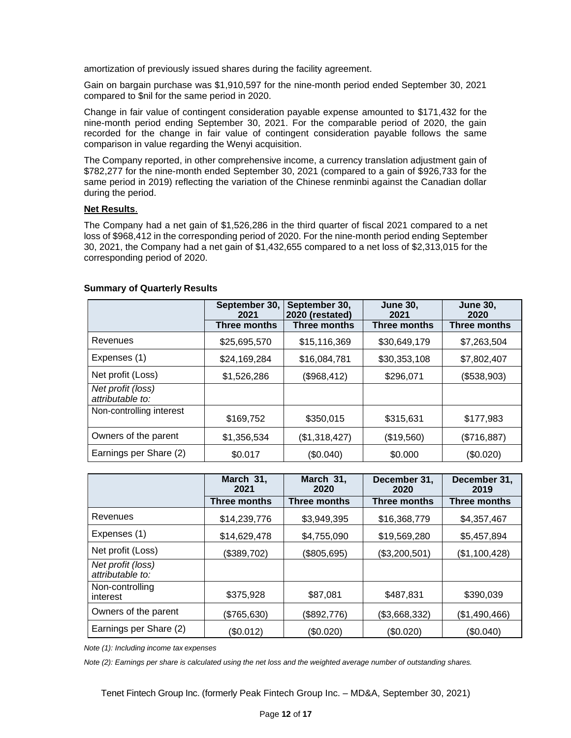amortization of previously issued shares during the facility agreement.

Gain on bargain purchase was $1,910,597 for the nine-month period ended September 30, 2021 compared to $nil for the same period in 2020.

Change in fair value of contingent consideration payable expense amounted to $171,432 for the nine-month period ending September 30, 2021. For the comparable period of 2020, the gain recorded for the change in fair value of contingent consideration payable follows the same comparison in value regarding the Wenyi acquisition.

The Company reported, in other comprehensive income, a currency translation adjustment gain of $782,277 for the nine-month ended September 30, 2021 (compared to a gain of $926,733 for the same period in 2019) reflecting the variation of the Chinese renminbi against the Canadian dollar during the period.

**Net Results**.

The Company had a net gain of $1,526,286 in the third quarter of fiscal 2021 compared to a net loss of $968,412 in the corresponding period of 2020. For the nine-month period ending September 30, 2021, the Company had a net gain of $1,432,655 compared to a net loss of $2,313,015 for the corresponding period of 2020.

**Summary of Quarterly Results**

| | September 30, 2021 | September 30, 2020 (restated) | June 30, 2021 | June 30, 2020 |
|---|---|---|---|---|
| | Three months | Three months | Three months | Three months |
| Revenues | $25,695,570 | $15,116,369 | $30,649,179 | $7,263,504 |
| Expenses (1) | $24,169,284 | $16,084,781 | $30,353,108 | $7,802,407 |
| Net profit (Loss) | $1,526,286 | ($968,412) | $296,071 | ($538,903) |
| *Net profit (loss) attributable to:* | | | | |
| Non-controlling interest | $169,752 | $350,015 | $315,631 | $177,983 |
| Owners of the parent | $1,356,534 | ($1,318,427) | ($19,560) | ($716,887) |
| Earnings per Share (2) | $0.017 | ($0.040) | $0.000 | ($0.020) |

| | March 31, 2021 | March 31, 2020 | December 31, 2020 | December 31, 2019 |
|---|---|---|---|---|
| | Three months | Three months | Three months | Three months |
| Revenues | $14,239,776 | $3,949,395 | $16,368,779 | $4,357,467 |
| Expenses (1) | $14,629,478 | $4,755,090 | $19,569,280 | $5,457,894 |
| Net profit (Loss) | ($389,702) | ($805,695) | ($3,200,501) | ($1,100,428) |
| *Net profit (loss) attributable to:* | | | | |
| Non-controlling interest | $375,928 | $87,081 | $487,831 | $390,039 |
| Owners of the parent | ($765,630) | ($892,776) | ($3,668,332) | ($1,490,466) |
| Earnings per Share (2) | ($0.012) | ($0.020) | ($0.020) | ($0.040) |

*Note (1): Including income tax expenses*

*Note (2): Earnings per share is calculated using the net loss and the weighted average number of outstanding shares.*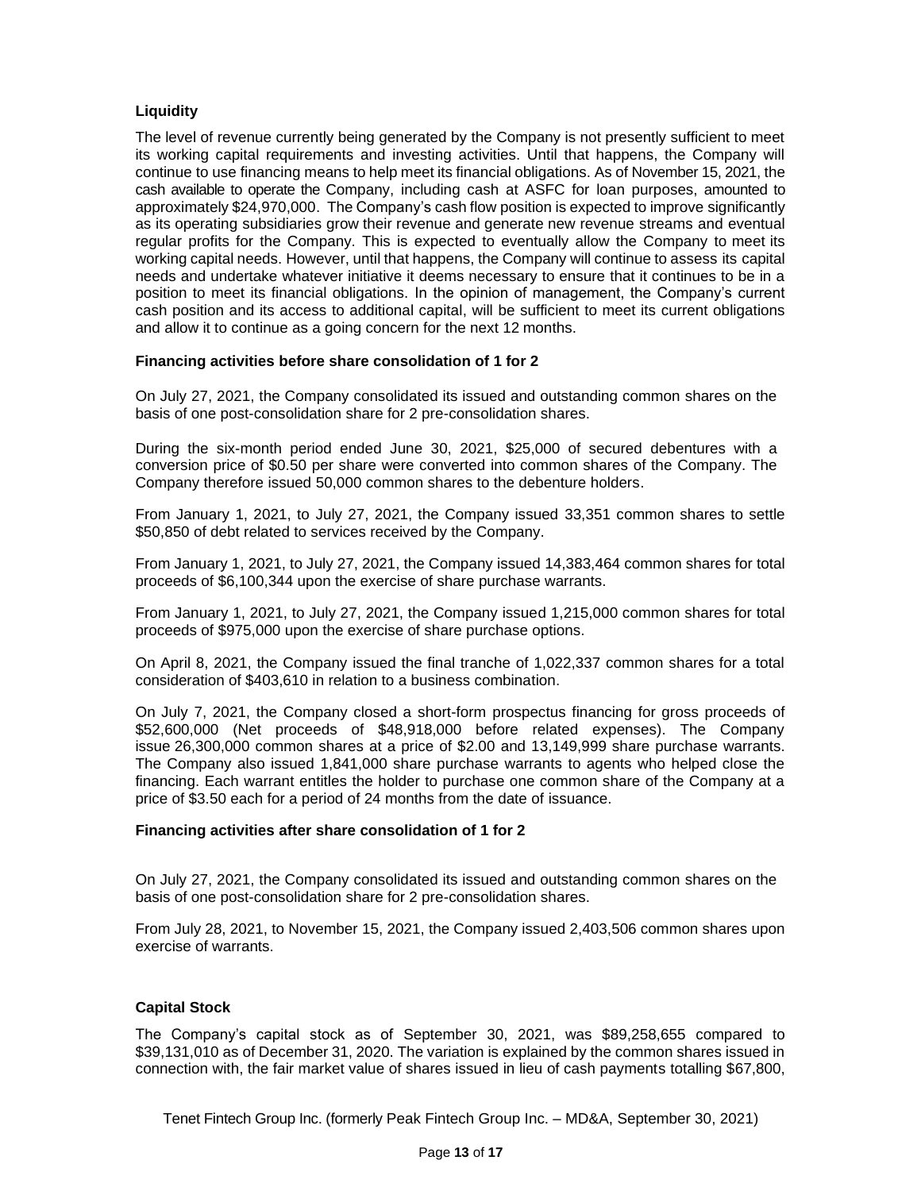### Liquidity

The level of revenue currently being generated by the Company is not presently sufficient to meet its working capital requirements and investing activities. Until that happens, the Company will continue to use financing means to help meet its financial obligations. As of November 15, 2021, the cash available to operate the Company, including cash at ASFC for loan purposes, amounted to approximately $24,970,000. The Company's cash flow position is expected to improve significantly as its operating subsidiaries grow their revenue and generate new revenue streams and eventual regular profits for the Company. This is expected to eventually allow the Company to meet its working capital needs. However, until that happens, the Company will continue to assess its capital needs and undertake whatever initiative it deems necessary to ensure that it continues to be in a position to meet its financial obligations. In the opinion of management, the Company's current cash position and its access to additional capital, will be sufficient to meet its current obligations and allow it to continue as a going concern for the next 12 months.

#### Financing activities before share consolidation of 1 for 2

On July 27, 2021, the Company consolidated its issued and outstanding common shares on the basis of one post-consolidation share for 2 pre-consolidation shares.

During the six-month period ended June 30, 2021, $25,000 of secured debentures with a conversion price of $0.50 per share were converted into common shares of the Company. The Company therefore issued 50,000 common shares to the debenture holders.

From January 1, 2021, to July 27, 2021, the Company issued 33,351 common shares to settle $50,850 of debt related to services received by the Company.

From January 1, 2021, to July 27, 2021, the Company issued 14,383,464 common shares for total proceeds of $6,100,344 upon the exercise of share purchase warrants.

From January 1, 2021, to July 27, 2021, the Company issued 1,215,000 common shares for total proceeds of $975,000 upon the exercise of share purchase options.

On April 8, 2021, the Company issued the final tranche of 1,022,337 common shares for a total consideration of $403,610 in relation to a business combination.

On July 7, 2021, the Company closed a short-form prospectus financing for gross proceeds of $52,600,000 (Net proceeds of $48,918,000 before related expenses). The Company issue 26,300,000 common shares at a price of $2.00 and 13,149,999 share purchase warrants. The Company also issued 1,841,000 share purchase warrants to agents who helped close the financing. Each warrant entitles the holder to purchase one common share of the Company at a price of $3.50 each for a period of 24 months from the date of issuance.

#### Financing activities after share consolidation of 1 for 2

On July 27, 2021, the Company consolidated its issued and outstanding common shares on the basis of one post-consolidation share for 2 pre-consolidation shares.

From July 28, 2021, to November 15, 2021, the Company issued 2,403,506 common shares upon exercise of warrants.

### Capital Stock

The Company's capital stock as of September 30, 2021, was $89,258,655 compared to $39,131,010 as of December 31, 2020. The variation is explained by the common shares issued in connection with, the fair market value of shares issued in lieu of cash payments totalling $67,800,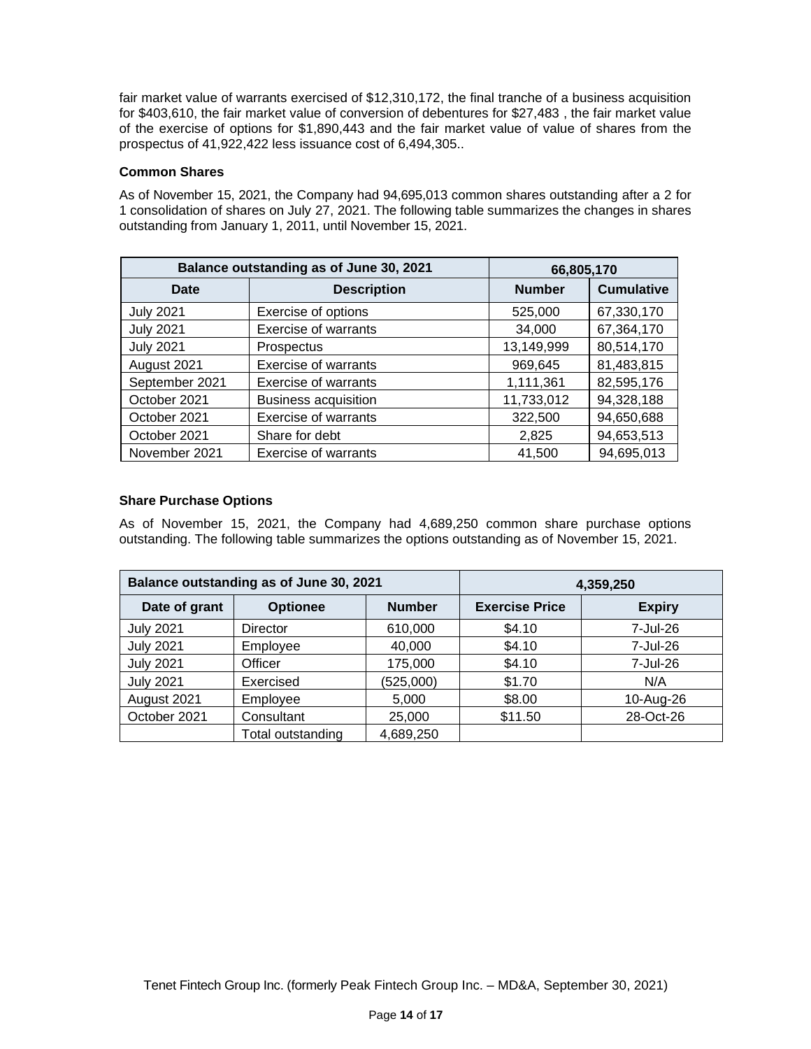fair market value of warrants exercised of $12,310,172, the final tranche of a business acquisition for $403,610, the fair market value of conversion of debentures for $27,483 , the fair market value of the exercise of options for $1,890,443 and the fair market value of value of shares from the prospectus of 41,922,422 less issuance cost of 6,494,305..

**Common Shares**

As of November 15, 2021, the Company had 94,695,013 common shares outstanding after a 2 for 1 consolidation of shares on July 27, 2021. The following table summarizes the changes in shares outstanding from January 1, 2011, until November 15, 2021.

| Balance outstanding as of June 30, 2021 | | 66,805,170 | |
|---|---|---|---|
| **Date** | **Description** | **Number** | **Cumulative** |
| July 2021 | Exercise of options | 525,000 | 67,330,170 |
| July 2021 | Exercise of warrants | 34,000 | 67,364,170 |
| July 2021 | Prospectus | 13,149,999 | 80,514,170 |
| August 2021 | Exercise of warrants | 969,645 | 81,483,815 |
| September 2021 | Exercise of warrants | 1,111,361 | 82,595,176 |
| October 2021 | Business acquisition | 11,733,012 | 94,328,188 |
| October 2021 | Exercise of warrants | 322,500 | 94,650,688 |
| October 2021 | Share for debt | 2,825 | 94,653,513 |
| November 2021 | Exercise of warrants | 41,500 | 94,695,013 |

**Share Purchase Options**

As of November 15, 2021, the Company had 4,689,250 common share purchase options outstanding. The following table summarizes the options outstanding as of November 15, 2021.

| Balance outstanding as of June 30, 2021 | | | 4,359,250 | |
|---|---|---|---|---|
| **Date of grant** | **Optionee** | **Number** | **Exercise Price** | **Expiry** |
| July 2021 | Director | 610,000 | $4.10 | 7-Jul-26 |
| July 2021 | Employee | 40,000 | $4.10 | 7-Jul-26 |
| July 2021 | Officer | 175,000 | $4.10 | 7-Jul-26 |
| July 2021 | Exercised | (525,000) | $1.70 | N/A |
| August 2021 | Employee | 5,000 | $8.00 | 10-Aug-26 |
| October 2021 | Consultant | 25,000 | $11.50 | 28-Oct-26 |
| | Total outstanding | 4,689,250 | | |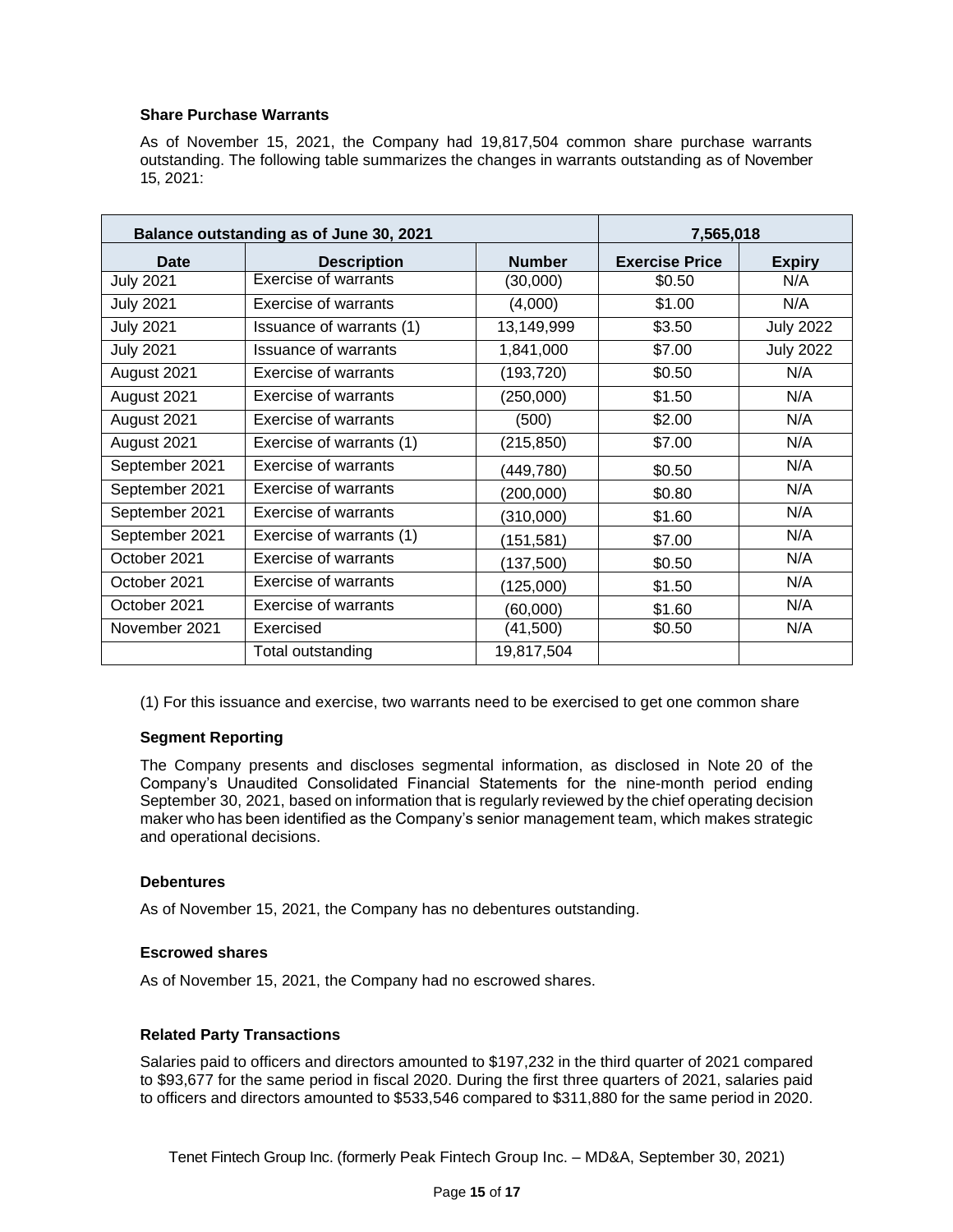### Share Purchase Warrants

As of November 15, 2021, the Company had 19,817,504 common share purchase warrants outstanding. The following table summarizes the changes in warrants outstanding as of November 15, 2021:

| Balance outstanding as of June 30, 2021 | | | 7,565,018 | |
|---|---|---|---|---|
| **Date** | **Description** | **Number** | **Exercise Price** | **Expiry** |
| July 2021 | Exercise of warrants | (30,000) | $0.50 | N/A |
| July 2021 | Exercise of warrants | (4,000) | $1.00 | N/A |
| July 2021 | Issuance of warrants (1) | 13,149,999 | $3.50 | July 2022 |
| July 2021 | Issuance of warrants | 1,841,000 | $7.00 | July 2022 |
| August 2021 | Exercise of warrants | (193,720) | $0.50 | N/A |
| August 2021 | Exercise of warrants | (250,000) | $1.50 | N/A |
| August 2021 | Exercise of warrants | (500) | $2.00 | N/A |
| August 2021 | Exercise of warrants (1) | (215,850) | $7.00 | N/A |
| September 2021 | Exercise of warrants | (449,780) | $0.50 | N/A |
| September 2021 | Exercise of warrants | (200,000) | $0.80 | N/A |
| September 2021 | Exercise of warrants | (310,000) | $1.60 | N/A |
| September 2021 | Exercise of warrants (1) | (151,581) | $7.00 | N/A |
| October 2021 | Exercise of warrants | (137,500) | $0.50 | N/A |
| October 2021 | Exercise of warrants | (125,000) | $1.50 | N/A |
| October 2021 | Exercise of warrants | (60,000) | $1.60 | N/A |
| November 2021 | Exercised | (41,500) | $0.50 | N/A |
| | Total outstanding | 19,817,504 | | |

(1) For this issuance and exercise, two warrants need to be exercised to get one common share

### Segment Reporting

The Company presents and discloses segmental information, as disclosed in Note 20 of the Company's Unaudited Consolidated Financial Statements for the nine-month period ending September 30, 2021, based on information that is regularly reviewed by the chief operating decision maker who has been identified as the Company's senior management team, which makes strategic and operational decisions.

### Debentures

As of November 15, 2021, the Company has no debentures outstanding.

### Escrowed shares

As of November 15, 2021, the Company had no escrowed shares.

### Related Party Transactions

Salaries paid to officers and directors amounted to $197,232 in the third quarter of 2021 compared to $93,677 for the same period in fiscal 2020. During the first three quarters of 2021, salaries paid to officers and directors amounted to $533,546 compared to $311,880 for the same period in 2020.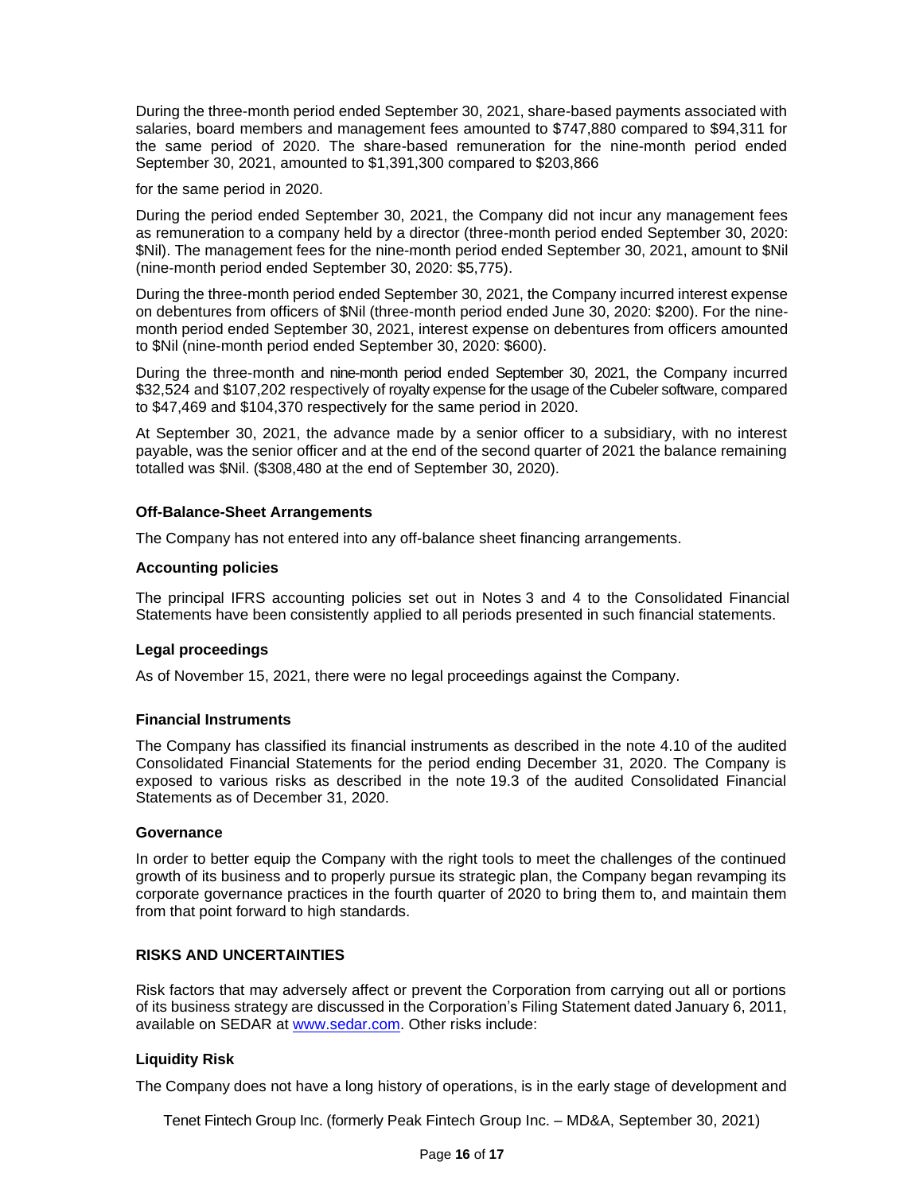During the three-month period ended September 30, 2021, share-based payments associated with salaries, board members and management fees amounted to $747,880 compared to $94,311 for the same period of 2020. The share-based remuneration for the nine-month period ended September 30, 2021, amounted to $1,391,300 compared to $203,866

for the same period in 2020.

During the period ended September 30, 2021, the Company did not incur any management fees as remuneration to a company held by a director (three-month period ended September 30, 2020: $Nil). The management fees for the nine-month period ended September 30, 2021, amount to $Nil (nine-month period ended September 30, 2020: $5,775).

During the three-month period ended September 30, 2021, the Company incurred interest expense on debentures from officers of $Nil (three-month period ended June 30, 2020: $200). For the nine-month period ended September 30, 2021, interest expense on debentures from officers amounted to $Nil (nine-month period ended September 30, 2020: $600).

During the three-month and nine-month period ended September 30, 2021, the Company incurred $32,524 and $107,202 respectively of royalty expense for the usage of the Cubeler software, compared to $47,469 and $104,370 respectively for the same period in 2020.

At September 30, 2021, the advance made by a senior officer to a subsidiary, with no interest payable, was the senior officer and at the end of the second quarter of 2021 the balance remaining totalled was $Nil. ($308,480 at the end of September 30, 2020).

### Off-Balance-Sheet Arrangements

The Company has not entered into any off-balance sheet financing arrangements.

### Accounting policies

The principal IFRS accounting policies set out in Notes 3 and 4 to the Consolidated Financial Statements have been consistently applied to all periods presented in such financial statements.

### Legal proceedings

As of November 15, 2021, there were no legal proceedings against the Company.

### Financial Instruments

The Company has classified its financial instruments as described in the note 4.10 of the audited Consolidated Financial Statements for the period ending December 31, 2020. The Company is exposed to various risks as described in the note 19.3 of the audited Consolidated Financial Statements as of December 31, 2020.

### Governance

In order to better equip the Company with the right tools to meet the challenges of the continued growth of its business and to properly pursue its strategic plan, the Company began revamping its corporate governance practices in the fourth quarter of 2020 to bring them to, and maintain them from that point forward to high standards.

## RISKS AND UNCERTAINTIES

Risk factors that may adversely affect or prevent the Corporation from carrying out all or portions of its business strategy are discussed in the Corporation's Filing Statement dated January 6, 2011, available on SEDAR at www.sedar.com. Other risks include:

### Liquidity Risk

The Company does not have a long history of operations, is in the early stage of development and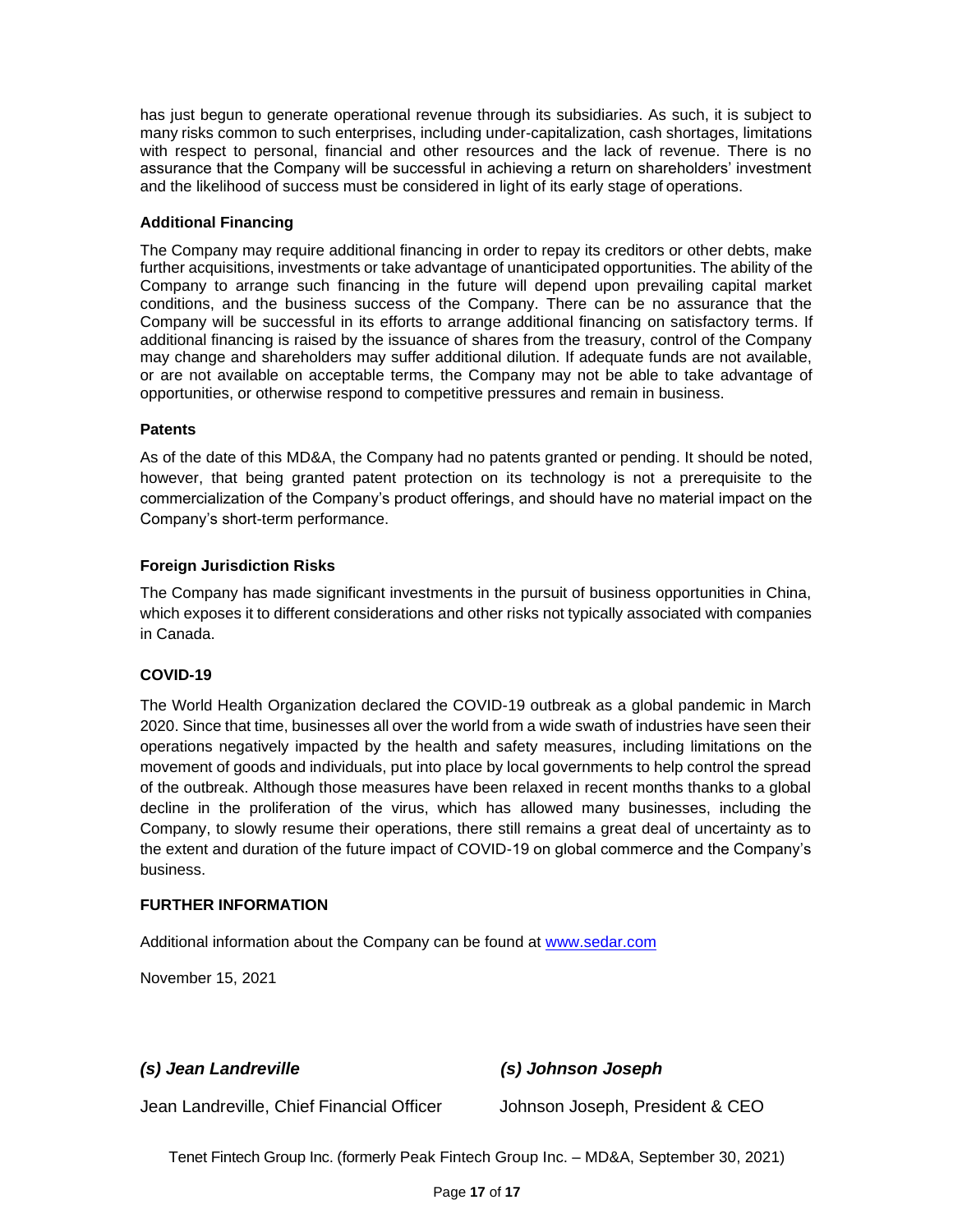has just begun to generate operational revenue through its subsidiaries. As such, it is subject to many risks common to such enterprises, including under-capitalization, cash shortages, limitations with respect to personal, financial and other resources and the lack of revenue. There is no assurance that the Company will be successful in achieving a return on shareholders' investment and the likelihood of success must be considered in light of its early stage of operations.

**Additional Financing**

The Company may require additional financing in order to repay its creditors or other debts, make further acquisitions, investments or take advantage of unanticipated opportunities. The ability of the Company to arrange such financing in the future will depend upon prevailing capital market conditions, and the business success of the Company. There can be no assurance that the Company will be successful in its efforts to arrange additional financing on satisfactory terms. If additional financing is raised by the issuance of shares from the treasury, control of the Company may change and shareholders may suffer additional dilution. If adequate funds are not available, or are not available on acceptable terms, the Company may not be able to take advantage of opportunities, or otherwise respond to competitive pressures and remain in business.

**Patents**

As of the date of this MD&A, the Company had no patents granted or pending. It should be noted, however, that being granted patent protection on its technology is not a prerequisite to the commercialization of the Company's product offerings, and should have no material impact on the Company's short-term performance.

**Foreign Jurisdiction Risks**

The Company has made significant investments in the pursuit of business opportunities in China, which exposes it to different considerations and other risks not typically associated with companies in Canada.

**COVID-19**

The World Health Organization declared the COVID-19 outbreak as a global pandemic in March 2020. Since that time, businesses all over the world from a wide swath of industries have seen their operations negatively impacted by the health and safety measures, including limitations on the movement of goods and individuals, put into place by local governments to help control the spread of the outbreak. Although those measures have been relaxed in recent months thanks to a global decline in the proliferation of the virus, which has allowed many businesses, including the Company, to slowly resume their operations, there still remains a great deal of uncertainty as to the extent and duration of the future impact of COVID-19 on global commerce and the Company's business.

**FURTHER INFORMATION**

Additional information about the Company can be found at [www.sedar.com](http://www.sedar.com)

November 15, 2021

| | |
|---|---|
| ***(s) Jean Landreville*** | ***(s) Johnson Joseph*** |
| Jean Landreville, Chief Financial Officer | Johnson Joseph, President & CEO |